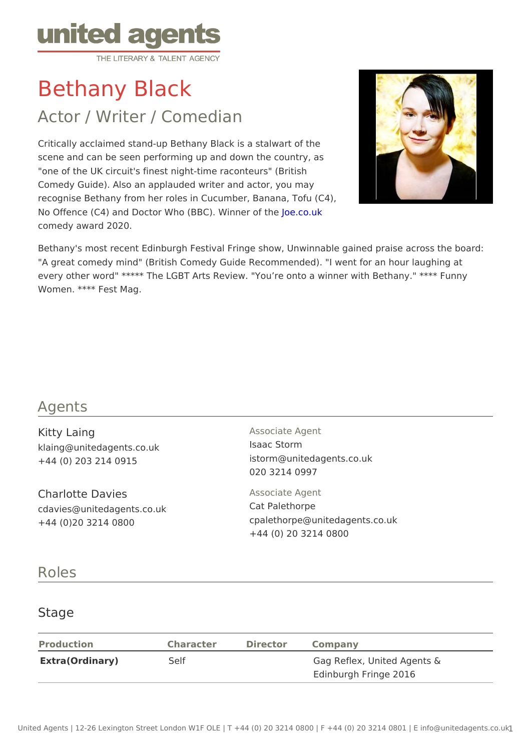united agents
THE LITERARY & TALENT AGENCY

# Bethany Black

## Actor / Writer / Comedian

Critically acclaimed stand-up Bethany Black is a stalwart of the scene and can be seen performing up and down the country, as "one of the UK circuit's finest night-time raconteurs" (British Comedy Guide). Also an applauded writer and actor, you may recognise Bethany from her roles in Cucumber, Banana, Tofu (C4), No Offence (C4) and Doctor Who (BBC). Winner of the Joe.co.uk comedy award 2020.

Bethany's most recent Edinburgh Festival Fringe show, Unwinnable gained praise across the board: "A great comedy mind" (British Comedy Guide Recommended). "I went for an hour laughing at every other word" ***** The LGBT Arts Review. "You're onto a winner with Bethany." **** Funny Women. **** Fest Mag.

## Agents

Kitty Laing
klaing@unitedagents.co.uk
+44 (0) 203 214 0915

Charlotte Davies
cdavies@unitedagents.co.uk
+44 (0)20 3214 0800

Associate Agent
Isaac Storm
istorm@unitedagents.co.uk
020 3214 0997

Associate Agent
Cat Palethorpe
cpalethorpe@unitedagents.co.uk
+44 (0) 20 3214 0800

## Roles

### Stage

| Production | Character | Director | Company |
|---|---|---|---|
| **Extra(Ordinary)** | Self | | Gag Reflex, United Agents & Edinburgh Fringe 2016 |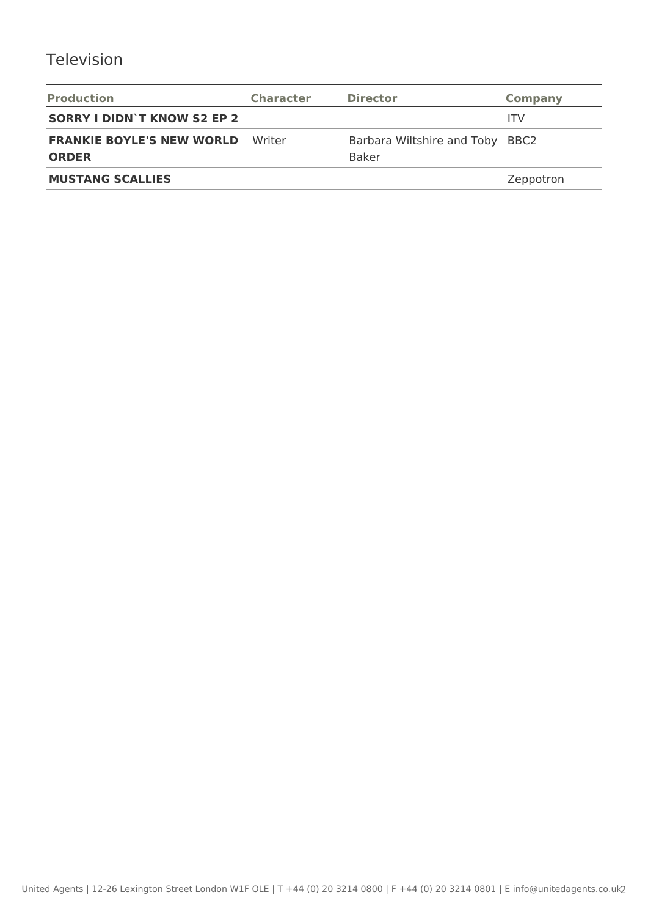## Television

| Production | Character | Director | Company |
|---|---|---|---|
| **SORRY I DIDN`T KNOW S2 EP 2** | | | ITV |
| **FRANKIE BOYLE'S NEW WORLD ORDER** | Writer | Barbara Wiltshire and Toby Baker | BBC2 |
| **MUSTANG SCALLIES** | | | Zeppotron |